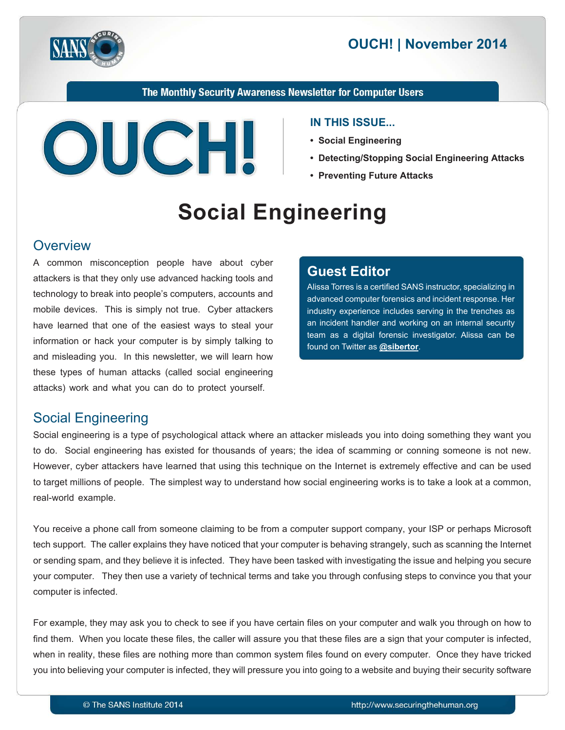# OUCH! | November 2014

The Monthly Security Awareness Newsletter for Computer Users

**IN THIS ISSUE...**

- **Social Engineering**
- **Detecting/Stopping Social Engineering Attacks**
- **Preventing Future Attacks**

# Social Engineering

## Overview

A common misconception people have about cyber attackers is that they only use advanced hacking tools and technology to break into people's computers, accounts and mobile devices. This is simply not true. Cyber attackers have learned that one of the easiest ways to steal your information or hack your computer is by simply talking to and misleading you. In this newsletter, we will learn how these types of human attacks (called social engineering attacks) work and what you can do to protect yourself.

### Guest Editor

Alissa Torres is a certified SANS instructor, specializing in advanced computer forensics and incident response. Her industry experience includes serving in the trenches as an incident handler and working on an internal security team as a digital forensic investigator. Alissa can be found on Twitter as **@sibertor**.

## Social Engineering

Social engineering is a type of psychological attack where an attacker misleads you into doing something they want you to do. Social engineering has existed for thousands of years; the idea of scamming or conning someone is not new. However, cyber attackers have learned that using this technique on the Internet is extremely effective and can be used to target millions of people. The simplest way to understand how social engineering works is to take a look at a common, real-world example.

You receive a phone call from someone claiming to be from a computer support company, your ISP or perhaps Microsoft tech support. The caller explains they have noticed that your computer is behaving strangely, such as scanning the Internet or sending spam, and they believe it is infected. They have been tasked with investigating the issue and helping you secure your computer. They then use a variety of technical terms and take you through confusing steps to convince you that your computer is infected.

For example, they may ask you to check to see if you have certain files on your computer and walk you through on how to find them. When you locate these files, the caller will assure you that these files are a sign that your computer is infected, when in reality, these files are nothing more than common system files found on every computer. Once they have tricked you into believing your computer is infected, they will pressure you into going to a website and buying their security software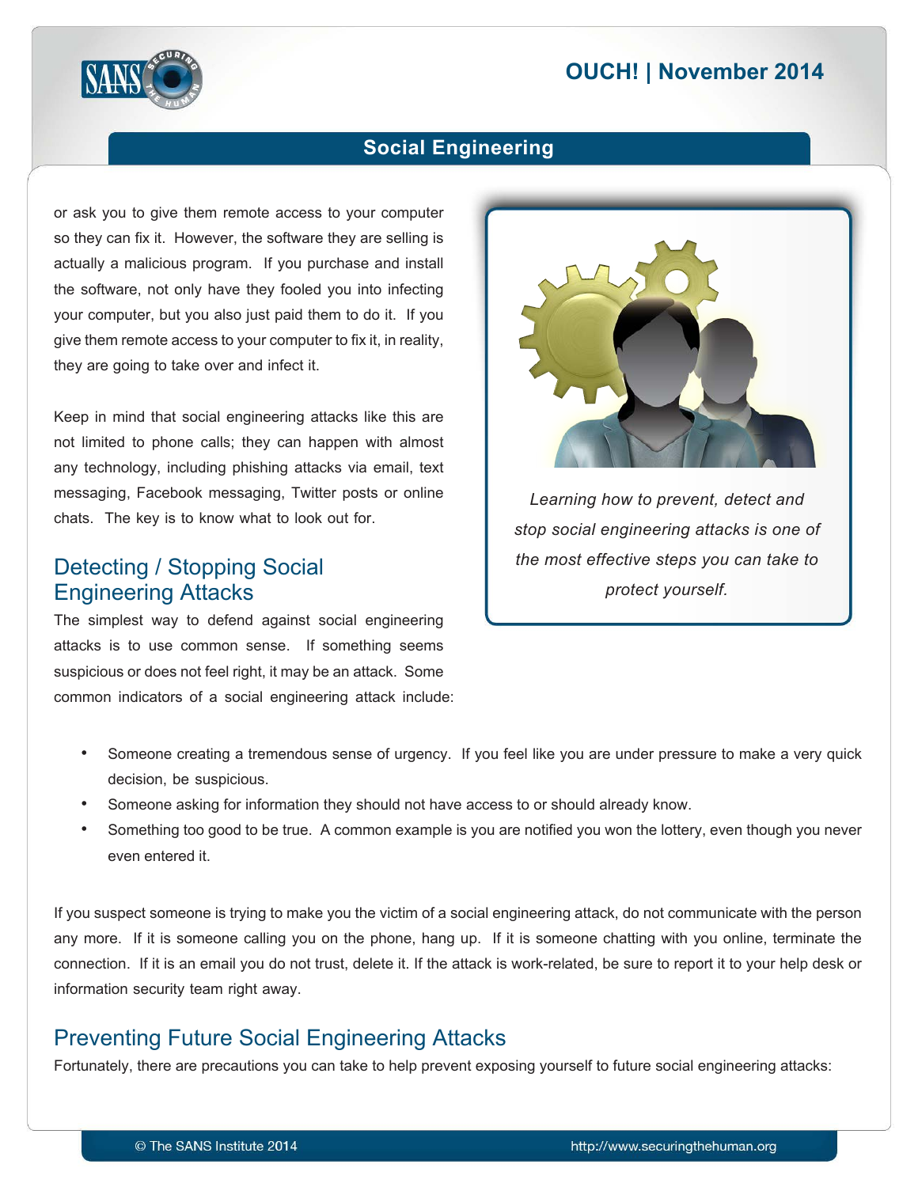or ask you to give them remote access to your computer so they can fix it. However, the software they are selling is actually a malicious program. If you purchase and install the software, not only have they fooled you into infecting your computer, but you also just paid them to do it. If you give them remote access to your computer to fix it, in reality, they are going to take over and infect it.

Keep in mind that social engineering attacks like this are not limited to phone calls; they can happen with almost any technology, including phishing attacks via email, text messaging, Facebook messaging, Twitter posts or online chats. The key is to know what to look out for.

*Learning how to prevent, detect and stop social engineering attacks is one of the most effective steps you can take to protect yourself.*

## Detecting / Stopping Social Engineering Attacks

The simplest way to defend against social engineering attacks is to use common sense. If something seems suspicious or does not feel right, it may be an attack. Some common indicators of a social engineering attack include:

- Someone creating a tremendous sense of urgency. If you feel like you are under pressure to make a very quick decision, be suspicious.
- Someone asking for information they should not have access to or should already know.
- Something too good to be true. A common example is you are notified you won the lottery, even though you never even entered it.

If you suspect someone is trying to make you the victim of a social engineering attack, do not communicate with the person any more. If it is someone calling you on the phone, hang up. If it is someone chatting with you online, terminate the connection. If it is an email you do not trust, delete it. If the attack is work-related, be sure to report it to your help desk or information security team right away.

## Preventing Future Social Engineering Attacks

Fortunately, there are precautions you can take to help prevent exposing yourself to future social engineering attacks: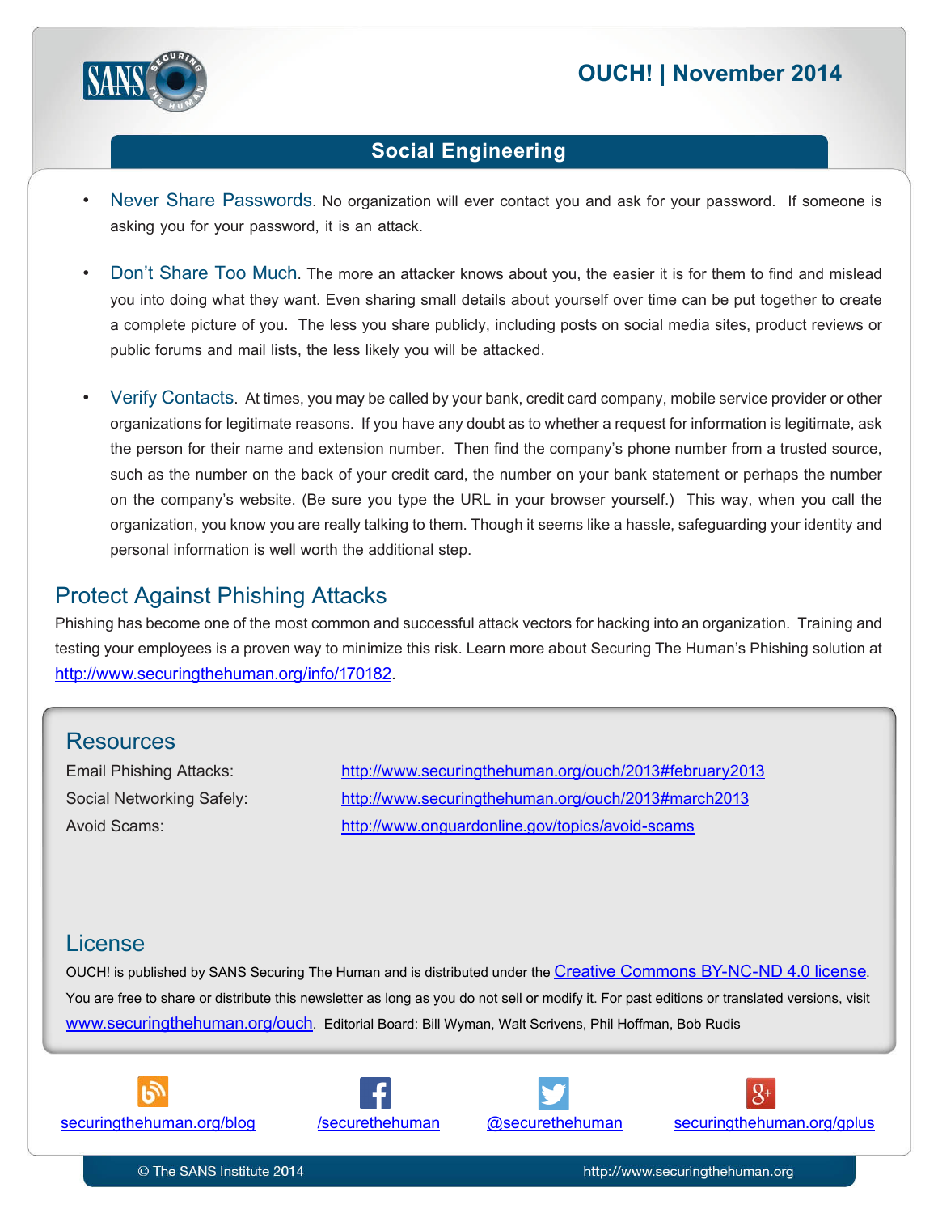- **Never Share Passwords**. No organization will ever contact you and ask for your password. If someone is asking you for your password, it is an attack.

- **Don't Share Too Much**. The more an attacker knows about you, the easier it is for them to find and mislead you into doing what they want. Even sharing small details about yourself over time can be put together to create a complete picture of you. The less you share publicly, including posts on social media sites, product reviews or public forums and mail lists, the less likely you will be attacked.

- **Verify Contacts**. At times, you may be called by your bank, credit card company, mobile service provider or other organizations for legitimate reasons. If you have any doubt as to whether a request for information is legitimate, ask the person for their name and extension number. Then find the company's phone number from a trusted source, such as the number on the back of your credit card, the number on your bank statement or perhaps the number on the company's website. (Be sure you type the URL in your browser yourself.) This way, when you call the organization, you know you are really talking to them. Though it seems like a hassle, safeguarding your identity and personal information is well worth the additional step.

## Protect Against Phishing Attacks

Phishing has become one of the most common and successful attack vectors for hacking into an organization. Training and testing your employees is a proven way to minimize this risk. Learn more about Securing The Human's Phishing solution at http://www.securingthehuman.org/info/170182.

## Resources

| | |
|---|---|
| Email Phishing Attacks: | http://www.securingthehuman.org/ouch/2013#february2013 |
| Social Networking Safely: | http://www.securingthehuman.org/ouch/2013#march2013 |
| Avoid Scams: | http://www.onguardonline.gov/topics/avoid-scams |

## License

OUCH! is published by SANS Securing The Human and is distributed under the Creative Commons BY-NC-ND 4.0 license. You are free to share or distribute this newsletter as long as you do not sell or modify it. For past editions or translated versions, visit www.securingthehuman.org/ouch. Editorial Board: Bill Wyman, Walt Scrivens, Phil Hoffman, Bob Rudis

securingthehuman.org/blog | /securethehuman | @securethehuman | securingthehuman.org/gplus